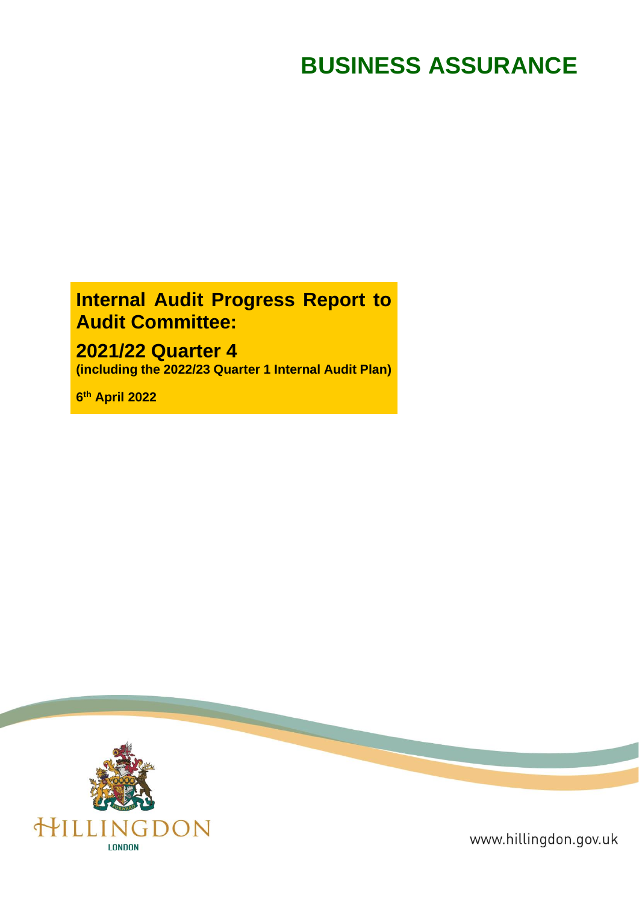# BUSINESS ASSURANCE

## Internal Audit Progress Report to Audit Committee:

## 2021/22 Quarter 4

**(including the 2022/23 Quarter 1 Internal Audit Plan)**

**6th April 2022**

HILLINGDON
LONDON

www.hillingdon.gov.uk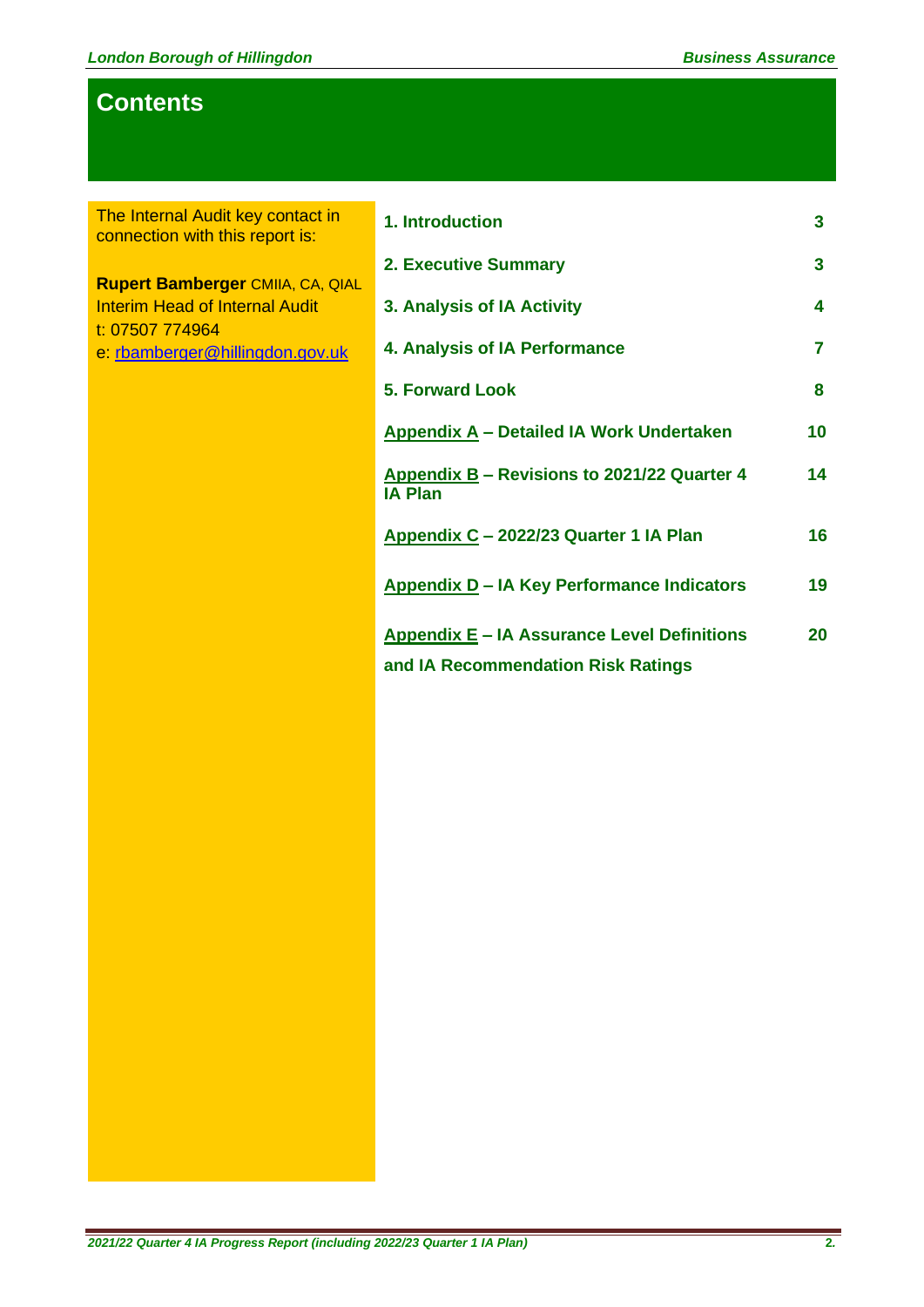# Contents

The Internal Audit key contact in connection with this report is:

**Rupert Bamberger** CMIIA, CA, QIAL
Interim Head of Internal Audit
t: 07507 774964
e: rbamberger@hillingdon.gov.uk

| | |
|---|---|
| **1. Introduction** | **3** |
| **2. Executive Summary** | **3** |
| **3. Analysis of IA Activity** | **4** |
| **4. Analysis of IA Performance** | **7** |
| **5. Forward Look** | **8** |
| **Appendix A – Detailed IA Work Undertaken** | **10** |
| **Appendix B – Revisions to 2021/22 Quarter 4 IA Plan** | **14** |
| **Appendix C – 2022/23 Quarter 1 IA Plan** | **16** |
| **Appendix D – IA Key Performance Indicators** | **19** |
| **Appendix E – IA Assurance Level Definitions and IA Recommendation Risk Ratings** | **20** |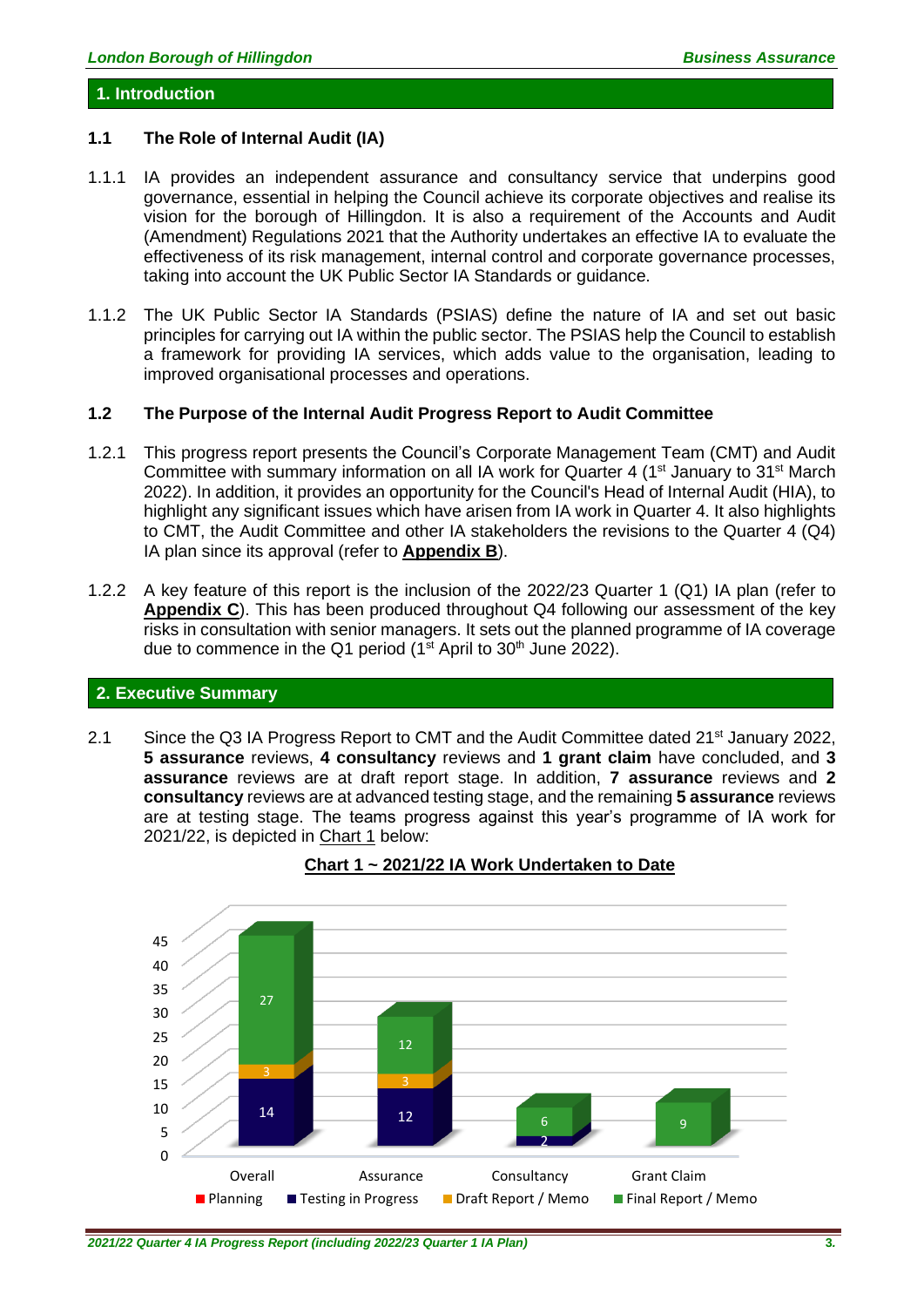## 1. Introduction

### 1.1 The Role of Internal Audit (IA)

1.1.1 IA provides an independent assurance and consultancy service that underpins good governance, essential in helping the Council achieve its corporate objectives and realise its vision for the borough of Hillingdon. It is also a requirement of the Accounts and Audit (Amendment) Regulations 2021 that the Authority undertakes an effective IA to evaluate the effectiveness of its risk management, internal control and corporate governance processes, taking into account the UK Public Sector IA Standards or guidance.

1.1.2 The UK Public Sector IA Standards (PSIAS) define the nature of IA and set out basic principles for carrying out IA within the public sector. The PSIAS help the Council to establish a framework for providing IA services, which adds value to the organisation, leading to improved organisational processes and operations.

### 1.2 The Purpose of the Internal Audit Progress Report to Audit Committee

1.2.1 This progress report presents the Council's Corporate Management Team (CMT) and Audit Committee with summary information on all IA work for Quarter 4 (1st January to 31st March 2022). In addition, it provides an opportunity for the Council's Head of Internal Audit (HIA), to highlight any significant issues which have arisen from IA work in Quarter 4. It also highlights to CMT, the Audit Committee and other IA stakeholders the revisions to the Quarter 4 (Q4) IA plan since its approval (refer to **Appendix B**).

1.2.2 A key feature of this report is the inclusion of the 2022/23 Quarter 1 (Q1) IA plan (refer to **Appendix C**). This has been produced throughout Q4 following our assessment of the key risks in consultation with senior managers. It sets out the planned programme of IA coverage due to commence in the Q1 period (1st April to 30th June 2022).

## 2. Executive Summary

2.1 Since the Q3 IA Progress Report to CMT and the Audit Committee dated 21st January 2022, **5 assurance** reviews, **4 consultancy** reviews and **1 grant claim** have concluded, and **3 assurance** reviews are at draft report stage. In addition, **7 assurance** reviews and **2 consultancy** reviews are at advanced testing stage, and the remaining **5 assurance** reviews are at testing stage. The teams progress against this year's programme of IA work for 2021/22, is depicted in Chart 1 below:

**Chart 1 ~ 2021/22 IA Work Undertaken to Date**

| | Planning | Testing in Progress | Draft Report / Memo | Final Report / Memo |
|---|---|---|---|---|
| Overall | | 14 | 3 | 27 |
| Assurance | | 12 | 3 | 12 |
| Consultancy | | 2 | | 6 |
| Grant Claim | | | | 9 |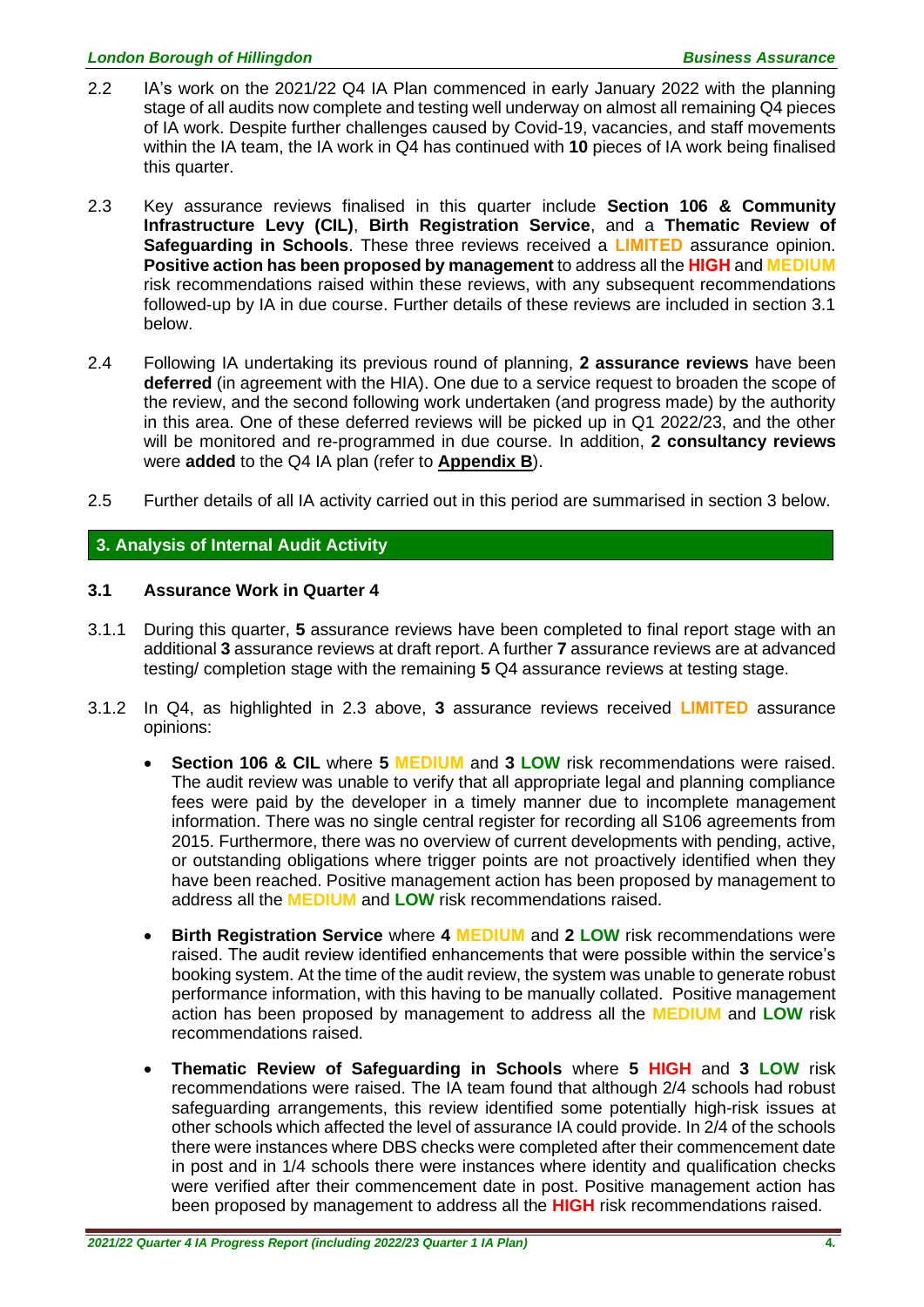2.2 IA's work on the 2021/22 Q4 IA Plan commenced in early January 2022 with the planning stage of all audits now complete and testing well underway on almost all remaining Q4 pieces of IA work. Despite further challenges caused by Covid-19, vacancies, and staff movements within the IA team, the IA work in Q4 has continued with **10** pieces of IA work being finalised this quarter.

2.3 Key assurance reviews finalised in this quarter include **Section 106 & Community Infrastructure Levy (CIL)**, **Birth Registration Service**, and a **Thematic Review of Safeguarding in Schools**. These three reviews received a **LIMITED** assurance opinion. **Positive action has been proposed by management** to address all the **HIGH** and **MEDIUM** risk recommendations raised within these reviews, with any subsequent recommendations followed-up by IA in due course. Further details of these reviews are included in section 3.1 below.

2.4 Following IA undertaking its previous round of planning, **2 assurance reviews** have been **deferred** (in agreement with the HIA). One due to a service request to broaden the scope of the review, and the second following work undertaken (and progress made) by the authority in this area. One of these deferred reviews will be picked up in Q1 2022/23, and the other will be monitored and re-programmed in due course. In addition, **2 consultancy reviews** were **added** to the Q4 IA plan (refer to **Appendix B**).

2.5 Further details of all IA activity carried out in this period are summarised in section 3 below.

## 3. Analysis of Internal Audit Activity

### 3.1 Assurance Work in Quarter 4

3.1.1 During this quarter, **5** assurance reviews have been completed to final report stage with an additional **3** assurance reviews at draft report. A further **7** assurance reviews are at advanced testing/ completion stage with the remaining **5** Q4 assurance reviews at testing stage.

3.1.2 In Q4, as highlighted in 2.3 above, **3** assurance reviews received **LIMITED** assurance opinions:

- **Section 106 & CIL** where **5 MEDIUM** and **3 LOW** risk recommendations were raised. The audit review was unable to verify that all appropriate legal and planning compliance fees were paid by the developer in a timely manner due to incomplete management information. There was no single central register for recording all S106 agreements from 2015. Furthermore, there was no overview of current developments with pending, active, or outstanding obligations where trigger points are not proactively identified when they have been reached. Positive management action has been proposed by management to address all the **MEDIUM** and **LOW** risk recommendations raised.

- **Birth Registration Service** where **4 MEDIUM** and **2 LOW** risk recommendations were raised. The audit review identified enhancements that were possible within the service's booking system. At the time of the audit review, the system was unable to generate robust performance information, with this having to be manually collated. Positive management action has been proposed by management to address all the **MEDIUM** and **LOW** risk recommendations raised.

- **Thematic Review of Safeguarding in Schools** where **5 HIGH** and **3 LOW** risk recommendations were raised. The IA team found that although 2/4 schools had robust safeguarding arrangements, this review identified some potentially high-risk issues at other schools which affected the level of assurance IA could provide. In 2/4 of the schools there were instances where DBS checks were completed after their commencement date in post and in 1/4 schools there were instances where identity and qualification checks were verified after their commencement date in post. Positive management action has been proposed by management to address all the **HIGH** risk recommendations raised.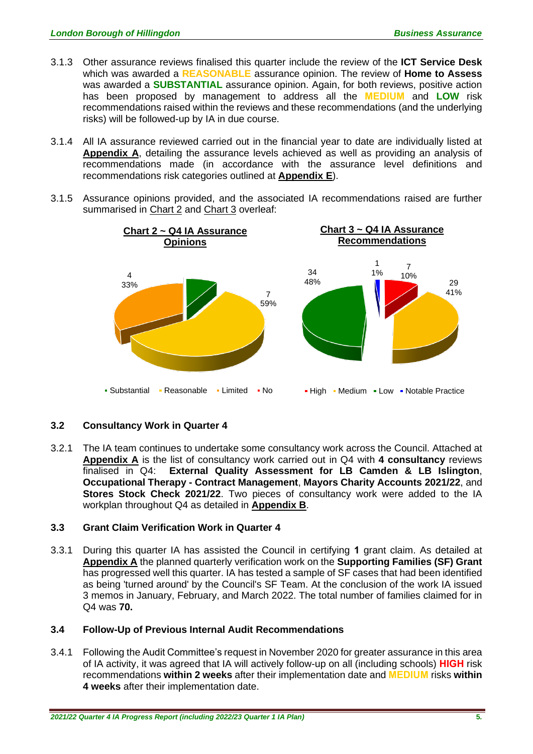3.1.3 Other assurance reviews finalised this quarter include the review of the **ICT Service Desk** which was awarded a **REASONABLE** assurance opinion. The review of **Home to Assess** was awarded a **SUBSTANTIAL** assurance opinion. Again, for both reviews, positive action has been proposed by management to address all the **MEDIUM** and **LOW** risk recommendations raised within the reviews and these recommendations (and the underlying risks) will be followed-up by IA in due course.

3.1.4 All IA assurance reviewed carried out in the financial year to date are individually listed at **Appendix A**, detailing the assurance levels achieved as well as providing an analysis of recommendations made (in accordance with the assurance level definitions and recommendations risk categories outlined at **Appendix E**).

3.1.5 Assurance opinions provided, and the associated IA recommendations raised are further summarised in Chart 2 and Chart 3 overleaf:

**Chart 2 ~ Q4 IA Assurance Opinions**

| Opinion | Number | % |
|---|---|---|
| Substantial | | |
| Reasonable | 7 | 59% |
| Limited | 4 | 33% |
| No | | |

**Chart 3 ~ Q4 IA Assurance Recommendations**

| Recommendation | Number | % |
|---|---|---|
| High | 7 | 10% |
| Medium | 29 | 41% |
| Low | 34 | 48% |
| Notable Practice | 1 | 1% |

## 3.2 Consultancy Work in Quarter 4

3.2.1 The IA team continues to undertake some consultancy work across the Council. Attached at **Appendix A** is the list of consultancy work carried out in Q4 with **4 consultancy** reviews finalised in Q4: **External Quality Assessment for LB Camden & LB Islington**, **Occupational Therapy - Contract Management**, **Mayors Charity Accounts 2021/22**, and **Stores Stock Check 2021/22**. Two pieces of consultancy work were added to the IA workplan throughout Q4 as detailed in **Appendix B**.

## 3.3 Grant Claim Verification Work in Quarter 4

3.3.1 During this quarter IA has assisted the Council in certifying **1** grant claim. As detailed at **Appendix A** the planned quarterly verification work on the **Supporting Families (SF) Grant** has progressed well this quarter. IA has tested a sample of SF cases that had been identified as being 'turned around' by the Council's SF Team. At the conclusion of the work IA issued 3 memos in January, February, and March 2022. The total number of families claimed for in Q4 was **70.**

## 3.4 Follow-Up of Previous Internal Audit Recommendations

3.4.1 Following the Audit Committee's request in November 2020 for greater assurance in this area of IA activity, it was agreed that IA will actively follow-up on all (including schools) **HIGH** risk recommendations **within 2 weeks** after their implementation date and **MEDIUM** risks **within 4 weeks** after their implementation date.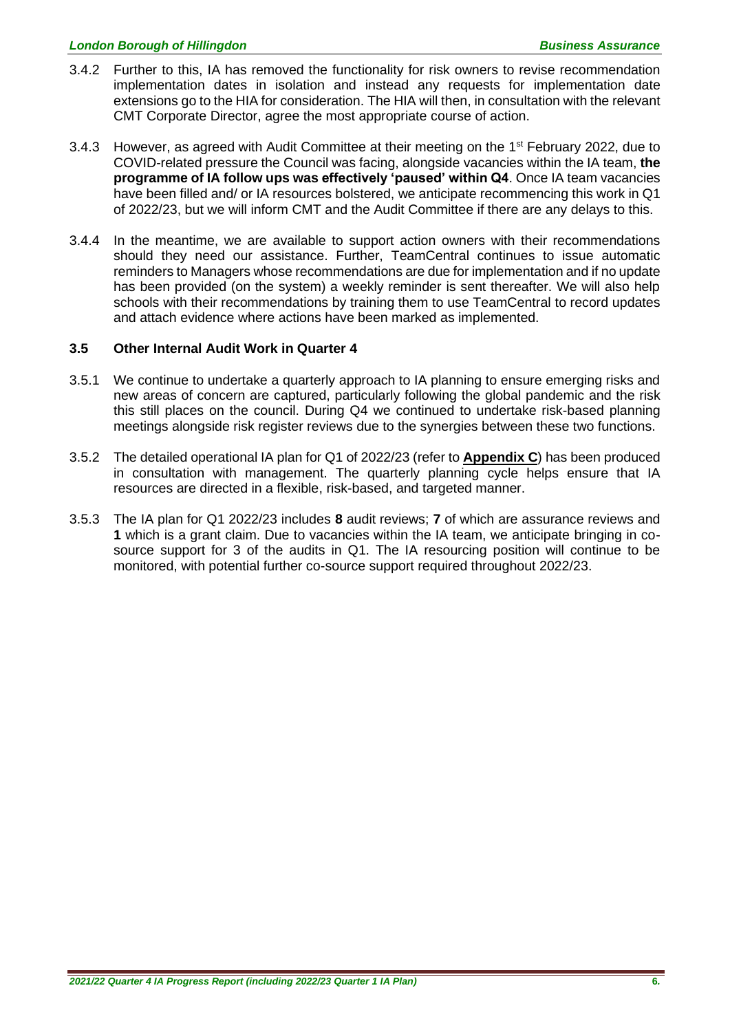3.4.2 Further to this, IA has removed the functionality for risk owners to revise recommendation implementation dates in isolation and instead any requests for implementation date extensions go to the HIA for consideration. The HIA will then, in consultation with the relevant CMT Corporate Director, agree the most appropriate course of action.

3.4.3 However, as agreed with Audit Committee at their meeting on the 1st February 2022, due to COVID-related pressure the Council was facing, alongside vacancies within the IA team, **the programme of IA follow ups was effectively 'paused' within Q4**. Once IA team vacancies have been filled and/ or IA resources bolstered, we anticipate recommencing this work in Q1 of 2022/23, but we will inform CMT and the Audit Committee if there are any delays to this.

3.4.4 In the meantime, we are available to support action owners with their recommendations should they need our assistance. Further, TeamCentral continues to issue automatic reminders to Managers whose recommendations are due for implementation and if no update has been provided (on the system) a weekly reminder is sent thereafter. We will also help schools with their recommendations by training them to use TeamCentral to record updates and attach evidence where actions have been marked as implemented.

### 3.5 Other Internal Audit Work in Quarter 4

3.5.1 We continue to undertake a quarterly approach to IA planning to ensure emerging risks and new areas of concern are captured, particularly following the global pandemic and the risk this still places on the council. During Q4 we continued to undertake risk-based planning meetings alongside risk register reviews due to the synergies between these two functions.

3.5.2 The detailed operational IA plan for Q1 of 2022/23 (refer to **Appendix C**) has been produced in consultation with management. The quarterly planning cycle helps ensure that IA resources are directed in a flexible, risk-based, and targeted manner.

3.5.3 The IA plan for Q1 2022/23 includes **8** audit reviews; **7** of which are assurance reviews and **1** which is a grant claim. Due to vacancies within the IA team, we anticipate bringing in co-source support for 3 of the audits in Q1. The IA resourcing position will continue to be monitored, with potential further co-source support required throughout 2022/23.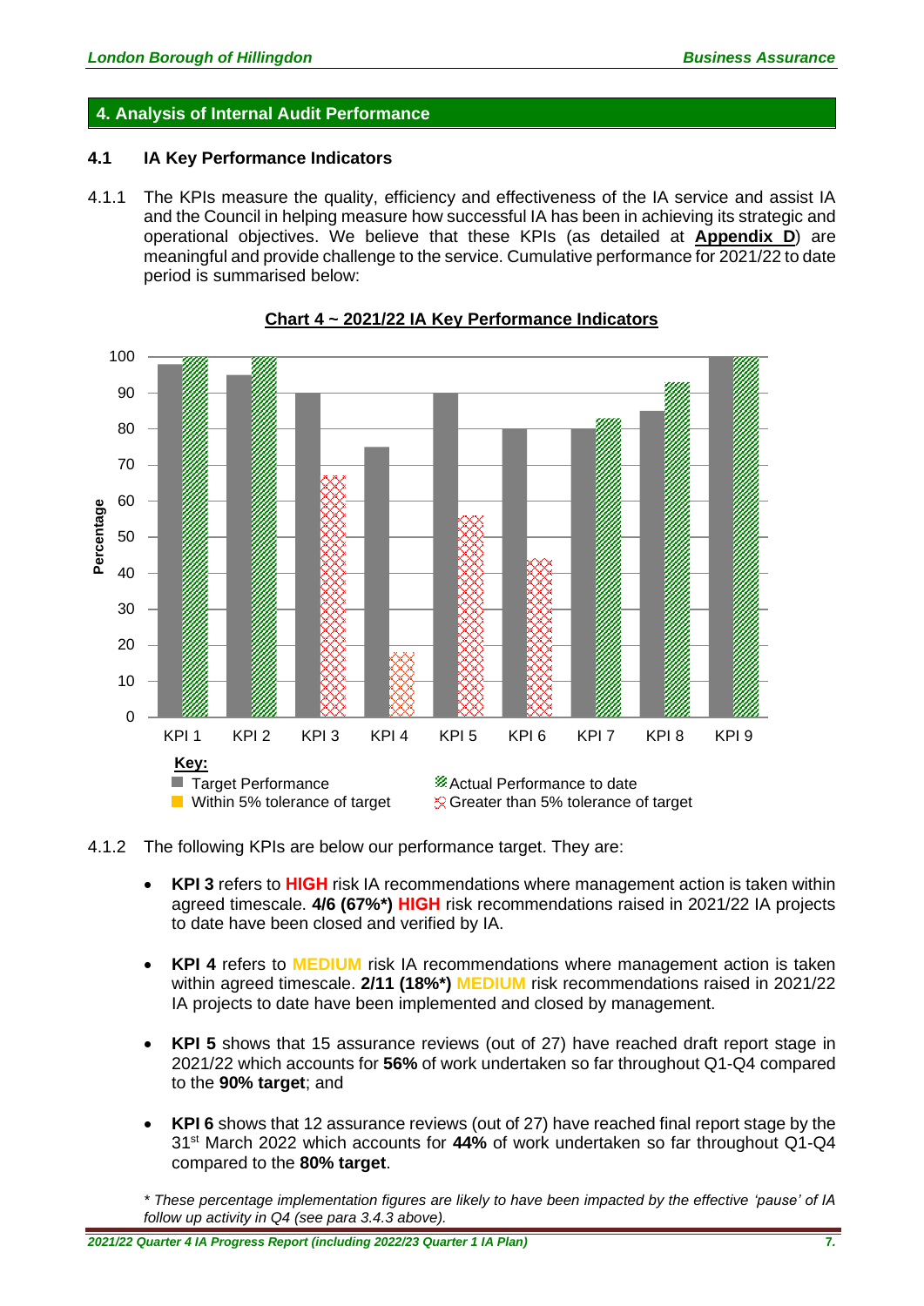## 4. Analysis of Internal Audit Performance

### 4.1 IA Key Performance Indicators

4.1.1 The KPIs measure the quality, efficiency and effectiveness of the IA service and assist IA and the Council in helping measure how successful IA has been in achieving its strategic and operational objectives. We believe that these KPIs (as detailed at **Appendix D**) are meaningful and provide challenge to the service. Cumulative performance for 2021/22 to date period is summarised below:

**Chart 4 ~ 2021/22 IA Key Performance Indicators**

4.1.2 The following KPIs are below our performance target. They are:

- **KPI 3** refers to **HIGH** risk IA recommendations where management action is taken within agreed timescale. **4/6 (67%*) HIGH** risk recommendations raised in 2021/22 IA projects to date have been closed and verified by IA.
- **KPI 4** refers to **MEDIUM** risk IA recommendations where management action is taken within agreed timescale. **2/11 (18%*) MEDIUM** risk recommendations raised in 2021/22 IA projects to date have been implemented and closed by management.
- **KPI 5** shows that 15 assurance reviews (out of 27) have reached draft report stage in 2021/22 which accounts for **56%** of work undertaken so far throughout Q1-Q4 compared to the **90% target**; and
- **KPI 6** shows that 12 assurance reviews (out of 27) have reached final report stage by the 31st March 2022 which accounts for **44%** of work undertaken so far throughout Q1-Q4 compared to the **80% target**.

*\* These percentage implementation figures are likely to have been impacted by the effective 'pause' of IA follow up activity in Q4 (see para 3.4.3 above).*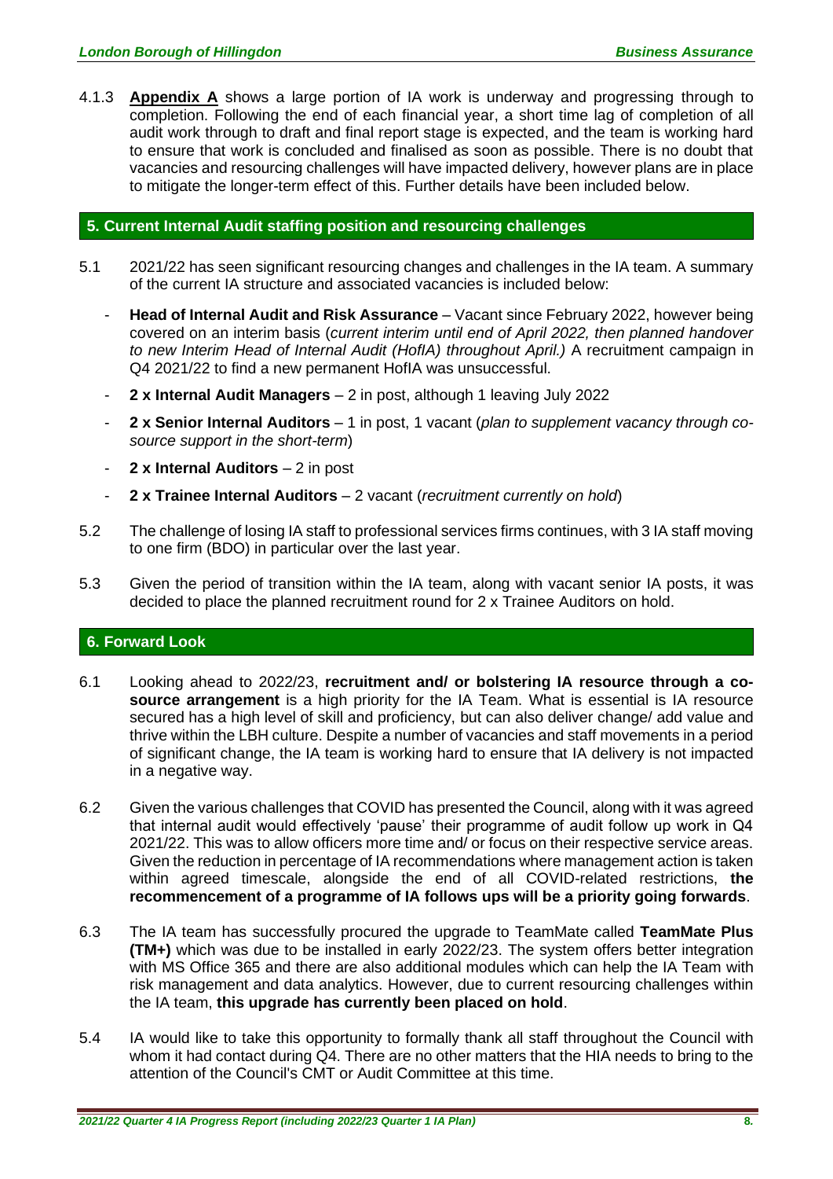4.1.3 **Appendix A** shows a large portion of IA work is underway and progressing through to completion. Following the end of each financial year, a short time lag of completion of all audit work through to draft and final report stage is expected, and the team is working hard to ensure that work is concluded and finalised as soon as possible. There is no doubt that vacancies and resourcing challenges will have impacted delivery, however plans are in place to mitigate the longer-term effect of this. Further details have been included below.

## 5. Current Internal Audit staffing position and resourcing challenges

5.1 2021/22 has seen significant resourcing changes and challenges in the IA team. A summary of the current IA structure and associated vacancies is included below:

- **Head of Internal Audit and Risk Assurance** – Vacant since February 2022, however being covered on an interim basis (*current interim until end of April 2022, then planned handover to new Interim Head of Internal Audit (HofIA) throughout April.)* A recruitment campaign in Q4 2021/22 to find a new permanent HofIA was unsuccessful.
- **2 x Internal Audit Managers** – 2 in post, although 1 leaving July 2022
- **2 x Senior Internal Auditors** – 1 in post, 1 vacant (*plan to supplement vacancy through co-source support in the short-term*)
- **2 x Internal Auditors** – 2 in post
- **2 x Trainee Internal Auditors** – 2 vacant (*recruitment currently on hold*)

5.2 The challenge of losing IA staff to professional services firms continues, with 3 IA staff moving to one firm (BDO) in particular over the last year.

5.3 Given the period of transition within the IA team, along with vacant senior IA posts, it was decided to place the planned recruitment round for 2 x Trainee Auditors on hold.

## 6. Forward Look

6.1 Looking ahead to 2022/23, **recruitment and/ or bolstering IA resource through a co-source arrangement** is a high priority for the IA Team. What is essential is IA resource secured has a high level of skill and proficiency, but can also deliver change/ add value and thrive within the LBH culture. Despite a number of vacancies and staff movements in a period of significant change, the IA team is working hard to ensure that IA delivery is not impacted in a negative way.

6.2 Given the various challenges that COVID has presented the Council, along with it was agreed that internal audit would effectively 'pause' their programme of audit follow up work in Q4 2021/22. This was to allow officers more time and/ or focus on their respective service areas. Given the reduction in percentage of IA recommendations where management action is taken within agreed timescale, alongside the end of all COVID-related restrictions, **the recommencement of a programme of IA follows ups will be a priority going forwards**.

6.3 The IA team has successfully procured the upgrade to TeamMate called **TeamMate Plus (TM+)** which was due to be installed in early 2022/23. The system offers better integration with MS Office 365 and there are also additional modules which can help the IA Team with risk management and data analytics. However, due to current resourcing challenges within the IA team, **this upgrade has currently been placed on hold**.

5.4 IA would like to take this opportunity to formally thank all staff throughout the Council with whom it had contact during Q4. There are no other matters that the HIA needs to bring to the attention of the Council's CMT or Audit Committee at this time.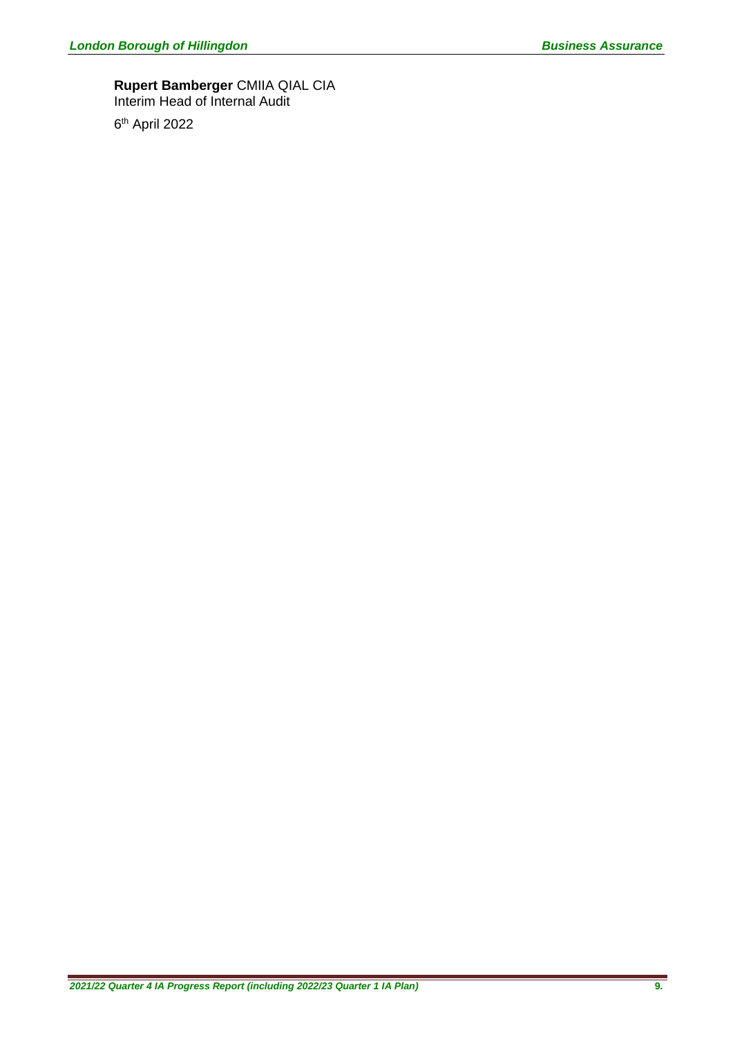**Rupert Bamberger** CMIIA QIAL CIA
Interim Head of Internal Audit

6th April 2022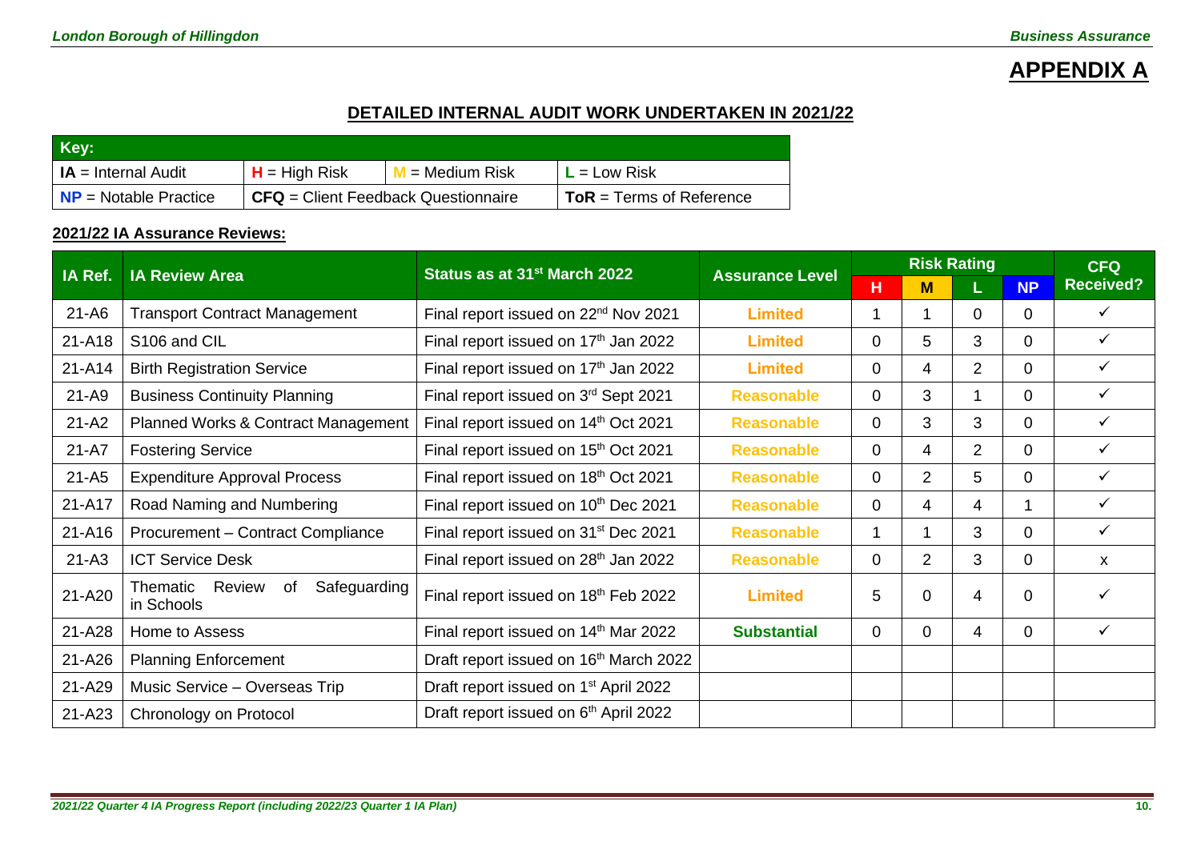# APPENDIX A

## DETAILED INTERNAL AUDIT WORK UNDERTAKEN IN 2021/22

| Key: | | | |
|---|---|---|---|
| **IA** = Internal Audit | **H** = High Risk | **M** = Medium Risk | **L** = Low Risk |
| **NP** = Notable Practice | **CFQ** = Client Feedback Questionnaire | | **ToR** = Terms of Reference |

### 2021/22 IA Assurance Reviews:

| IA Ref. | IA Review Area | Status as at 31st March 2022 | Assurance Level | Risk Rating | | | | CFQ Received? |
|---|---|---|---|---|---|---|---|---|
| | | | | H | M | L | NP | |
| 21-A6 | Transport Contract Management | Final report issued on 22nd Nov 2021 | **Limited** | 1 | 1 | 0 | 0 | ✓ |
| 21-A18 | S106 and CIL | Final report issued on 17th Jan 2022 | **Limited** | 0 | 5 | 3 | 0 | ✓ |
| 21-A14 | Birth Registration Service | Final report issued on 17th Jan 2022 | **Limited** | 0 | 4 | 2 | 0 | ✓ |
| 21-A9 | Business Continuity Planning | Final report issued on 3rd Sept 2021 | **Reasonable** | 0 | 3 | 1 | 0 | ✓ |
| 21-A2 | Planned Works & Contract Management | Final report issued on 14th Oct 2021 | **Reasonable** | 0 | 3 | 3 | 0 | ✓ |
| 21-A7 | Fostering Service | Final report issued on 15th Oct 2021 | **Reasonable** | 0 | 4 | 2 | 0 | ✓ |
| 21-A5 | Expenditure Approval Process | Final report issued on 18th Oct 2021 | **Reasonable** | 0 | 2 | 5 | 0 | ✓ |
| 21-A17 | Road Naming and Numbering | Final report issued on 10th Dec 2021 | **Reasonable** | 0 | 4 | 4 | 1 | ✓ |
| 21-A16 | Procurement – Contract Compliance | Final report issued on 31st Dec 2021 | **Reasonable** | 1 | 1 | 3 | 0 | ✓ |
| 21-A3 | ICT Service Desk | Final report issued on 28th Jan 2022 | **Reasonable** | 0 | 2 | 3 | 0 | x |
| 21-A20 | Thematic Review of Safeguarding in Schools | Final report issued on 18th Feb 2022 | **Limited** | 5 | 0 | 4 | 0 | ✓ |
| 21-A28 | Home to Assess | Final report issued on 14th Mar 2022 | **Substantial** | 0 | 0 | 4 | 0 | ✓ |
| 21-A26 | Planning Enforcement | Draft report issued on 16th March 2022 | | | | | | |
| 21-A29 | Music Service – Overseas Trip | Draft report issued on 1st April 2022 | | | | | | |
| 21-A23 | Chronology on Protocol | Draft report issued on 6th April 2022 | | | | | | |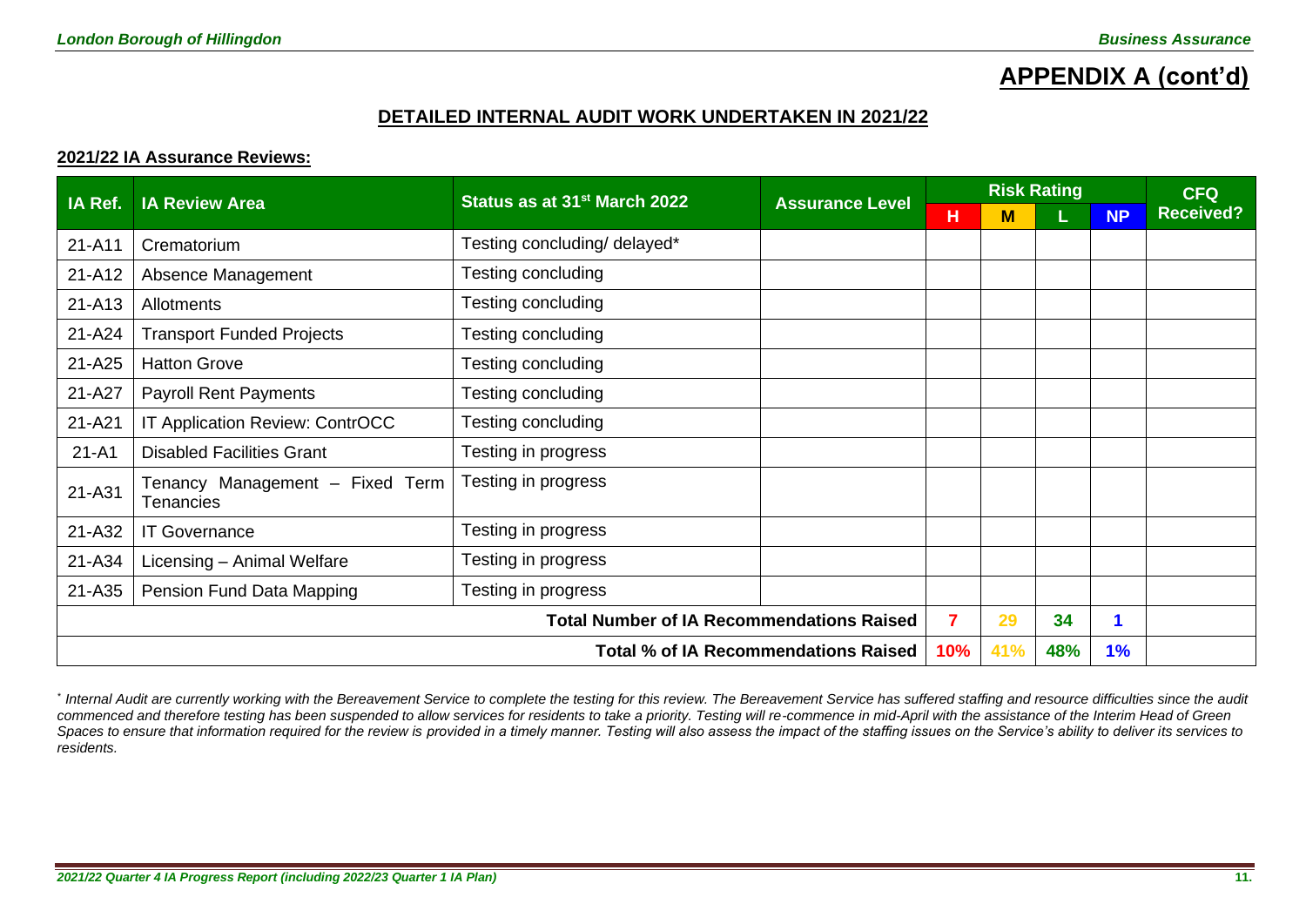# APPENDIX A (cont'd)

## DETAILED INTERNAL AUDIT WORK UNDERTAKEN IN 2021/22

### 2021/22 IA Assurance Reviews:

| IA Ref. | IA Review Area | Status as at 31st March 2022 | Assurance Level | Risk Rating | | | | CFQ Received? |
|---|---|---|---|---|---|---|---|---|
| | | | | H | M | L | NP | |
| 21-A11 | Crematorium | Testing concluding/ delayed* | | | | | | |
| 21-A12 | Absence Management | Testing concluding | | | | | | |
| 21-A13 | Allotments | Testing concluding | | | | | | |
| 21-A24 | Transport Funded Projects | Testing concluding | | | | | | |
| 21-A25 | Hatton Grove | Testing concluding | | | | | | |
| 21-A27 | Payroll Rent Payments | Testing concluding | | | | | | |
| 21-A21 | IT Application Review: ContrOCC | Testing concluding | | | | | | |
| 21-A1 | Disabled Facilities Grant | Testing in progress | | | | | | |
| 21-A31 | Tenancy Management – Fixed Term Tenancies | Testing in progress | | | | | | |
| 21-A32 | IT Governance | Testing in progress | | | | | | |
| 21-A34 | Licensing – Animal Welfare | Testing in progress | | | | | | |
| 21-A35 | Pension Fund Data Mapping | Testing in progress | | | | | | |
| **Total Number of IA Recommendations Raised** | | | | **7** | **29** | **34** | **1** | |
| **Total % of IA Recommendations Raised** | | | | **10%** | **41%** | **48%** | **1%** | |

*\* Internal Audit are currently working with the Bereavement Service to complete the testing for this review. The Bereavement Service has suffered staffing and resource difficulties since the audit commenced and therefore testing has been suspended to allow services for residents to take a priority. Testing will re-commence in mid-April with the assistance of the Interim Head of Green Spaces to ensure that information required for the review is provided in a timely manner. Testing will also assess the impact of the staffing issues on the Service's ability to deliver its services to residents.*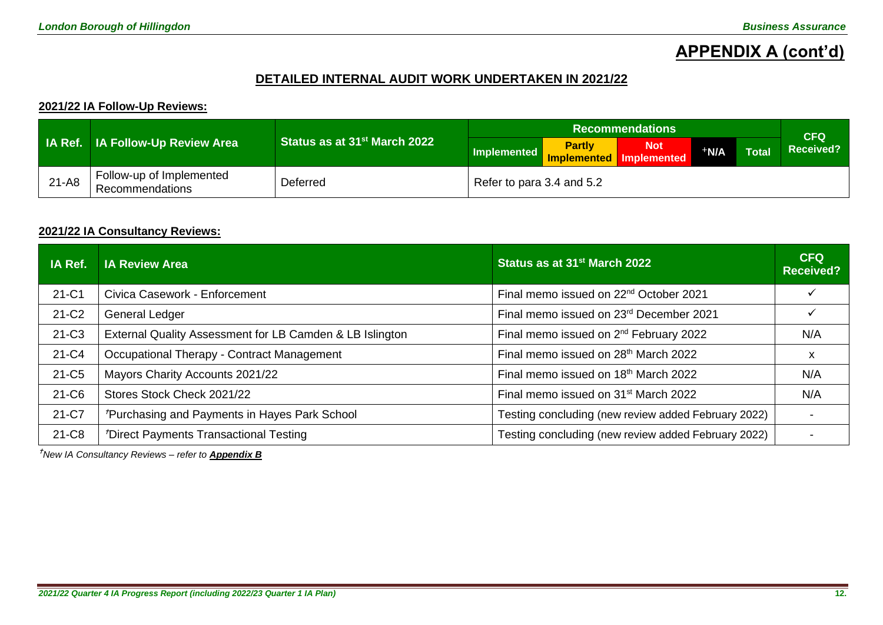# APPENDIX A (cont'd)

## DETAILED INTERNAL AUDIT WORK UNDERTAKEN IN 2021/22

### 2021/22 IA Follow-Up Reviews:

| IA Ref. | IA Follow-Up Review Area | Status as at 31st March 2022 | Recommendations | | | | | CFQ Received? |
|---|---|---|---|---|---|---|---|---|
| | | | Implemented | Partly Implemented | Not Implemented | +N/A | Total | |
| 21-A8 | Follow-up of Implemented Recommendations | Deferred | Refer to para 3.4 and 5.2 | | | | | |

### 2021/22 IA Consultancy Reviews:

| IA Ref. | IA Review Area | Status as at 31st March 2022 | CFQ Received? |
|---|---|---|---|
| 21-C1 | Civica Casework - Enforcement | Final memo issued on 22nd October 2021 | ✓ |
| 21-C2 | General Ledger | Final memo issued on 23rd December 2021 | ✓ |
| 21-C3 | External Quality Assessment for LB Camden & LB Islington | Final memo issued on 2nd February 2022 | N/A |
| 21-C4 | Occupational Therapy - Contract Management | Final memo issued on 28th March 2022 | x |
| 21-C5 | Mayors Charity Accounts 2021/22 | Final memo issued on 18th March 2022 | N/A |
| 21-C6 | Stores Stock Check 2021/22 | Final memo issued on 31st March 2022 | N/A |
| 21-C7 | †Purchasing and Payments in Hayes Park School | Testing concluding (new review added February 2022) | - |
| 21-C8 | †Direct Payments Transactional Testing | Testing concluding (new review added February 2022) | - |

*†New IA Consultancy Reviews – refer to **Appendix B***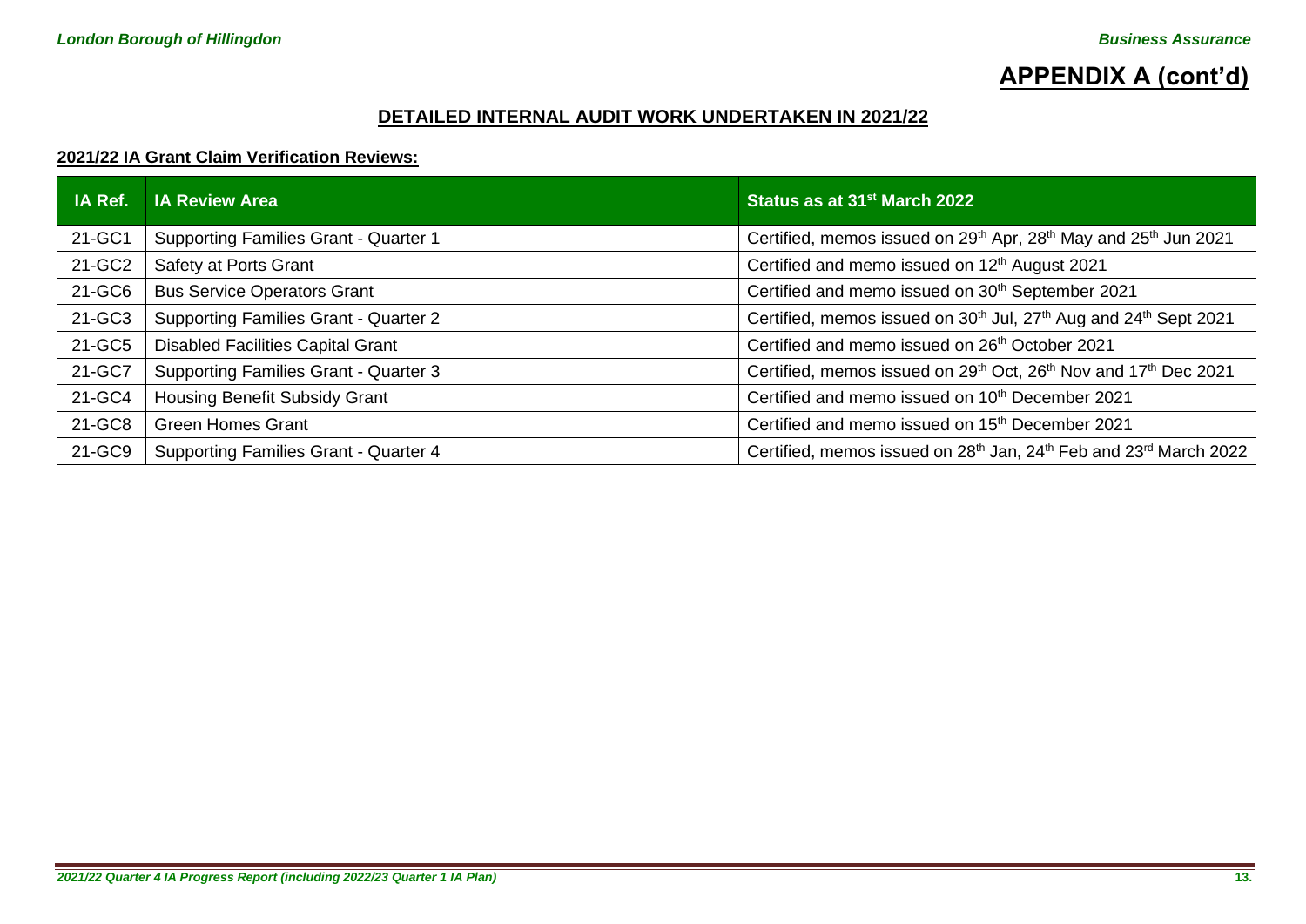## APPENDIX A (cont'd)

### DETAILED INTERNAL AUDIT WORK UNDERTAKEN IN 2021/22

**2021/22 IA Grant Claim Verification Reviews:**

| IA Ref. | IA Review Area | Status as at 31st March 2022 |
|---|---|---|
| 21-GC1 | Supporting Families Grant - Quarter 1 | Certified, memos issued on 29th Apr, 28th May and 25th Jun 2021 |
| 21-GC2 | Safety at Ports Grant | Certified and memo issued on 12th August 2021 |
| 21-GC6 | Bus Service Operators Grant | Certified and memo issued on 30th September 2021 |
| 21-GC3 | Supporting Families Grant - Quarter 2 | Certified, memos issued on 30th Jul, 27th Aug and 24th Sept 2021 |
| 21-GC5 | Disabled Facilities Capital Grant | Certified and memo issued on 26th October 2021 |
| 21-GC7 | Supporting Families Grant - Quarter 3 | Certified, memos issued on 29th Oct, 26th Nov and 17th Dec 2021 |
| 21-GC4 | Housing Benefit Subsidy Grant | Certified and memo issued on 10th December 2021 |
| 21-GC8 | Green Homes Grant | Certified and memo issued on 15th December 2021 |
| 21-GC9 | Supporting Families Grant - Quarter 4 | Certified, memos issued on 28th Jan, 24th Feb and 23rd March 2022 |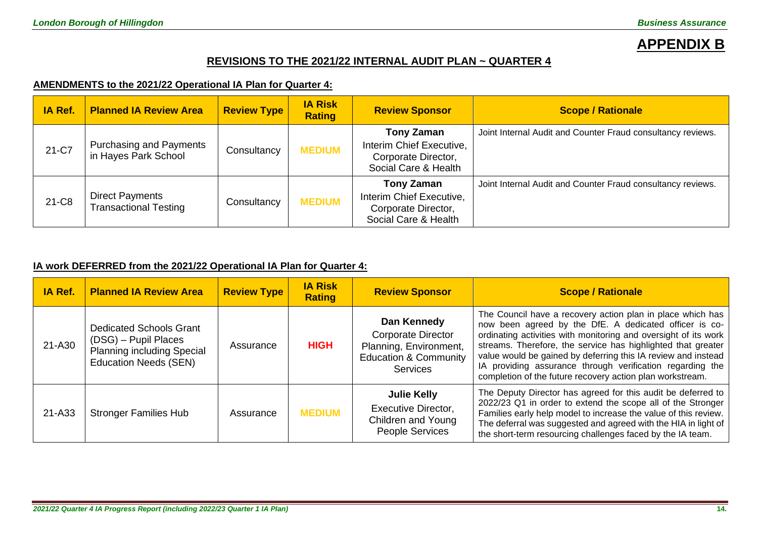# APPENDIX B

## REVISIONS TO THE 2021/22 INTERNAL AUDIT PLAN ~ QUARTER 4

### AMENDMENTS to the 2021/22 Operational IA Plan for Quarter 4:

| IA Ref. | Planned IA Review Area | Review Type | IA Risk Rating | Review Sponsor | Scope / Rationale |
|---|---|---|---|---|---|
| 21-C7 | Purchasing and Payments in Hayes Park School | Consultancy | MEDIUM | **Tony Zaman** Interim Chief Executive, Corporate Director, Social Care & Health | Joint Internal Audit and Counter Fraud consultancy reviews. |
| 21-C8 | Direct Payments Transactional Testing | Consultancy | MEDIUM | **Tony Zaman** Interim Chief Executive, Corporate Director, Social Care & Health | Joint Internal Audit and Counter Fraud consultancy reviews. |

### IA work DEFERRED from the 2021/22 Operational IA Plan for Quarter 4:

| IA Ref. | Planned IA Review Area | Review Type | IA Risk Rating | Review Sponsor | Scope / Rationale |
|---|---|---|---|---|---|
| 21-A30 | Dedicated Schools Grant (DSG) – Pupil Places Planning including Special Education Needs (SEN) | Assurance | HIGH | **Dan Kennedy** Corporate Director Planning, Environment, Education & Community Services | The Council have a recovery action plan in place which has now been agreed by the DfE. A dedicated officer is co-ordinating activities with monitoring and oversight of its work streams. Therefore, the service has highlighted that greater value would be gained by deferring this IA review and instead IA providing assurance through verification regarding the completion of the future recovery action plan workstream. |
| 21-A33 | Stronger Families Hub | Assurance | MEDIUM | **Julie Kelly** Executive Director, Children and Young People Services | The Deputy Director has agreed for this audit be deferred to 2022/23 Q1 in order to extend the scope all of the Stronger Families early help model to increase the value of this review. The deferral was suggested and agreed with the HIA in light of the short-term resourcing challenges faced by the IA team. |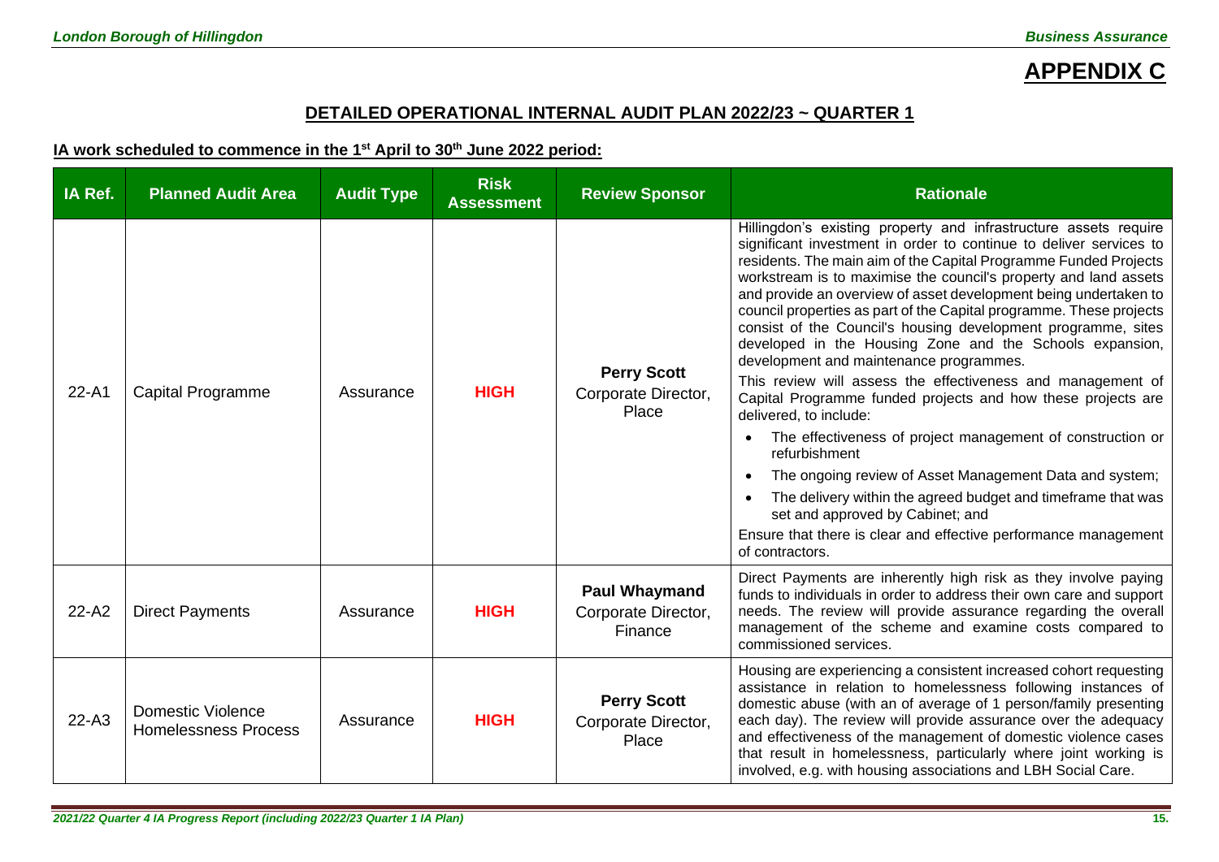# APPENDIX C

## DETAILED OPERATIONAL INTERNAL AUDIT PLAN 2022/23 ~ QUARTER 1

### IA work scheduled to commence in the 1st April to 30th June 2022 period:

| IA Ref. | Planned Audit Area | Audit Type | Risk Assessment | Review Sponsor | Rationale |
|---|---|---|---|---|---|
| 22-A1 | Capital Programme | Assurance | **HIGH** | **Perry Scott** Corporate Director, Place | Hillingdon's existing property and infrastructure assets require significant investment in order to continue to deliver services to residents. The main aim of the Capital Programme Funded Projects workstream is to maximise the council's property and land assets and provide an overview of asset development being undertaken to council properties as part of the Capital programme. These projects consist of the Council's housing development programme, sites developed in the Housing Zone and the Schools expansion, development and maintenance programmes.<br><br>This review will assess the effectiveness and management of Capital Programme funded projects and how these projects are delivered, to include:<br>• The effectiveness of project management of construction or refurbishment<br>• The ongoing review of Asset Management Data and system;<br>• The delivery within the agreed budget and timeframe that was set and approved by Cabinet; and<br><br>Ensure that there is clear and effective performance management of contractors. |
| 22-A2 | Direct Payments | Assurance | **HIGH** | **Paul Whaymand** Corporate Director, Finance | Direct Payments are inherently high risk as they involve paying funds to individuals in order to address their own care and support needs. The review will provide assurance regarding the overall management of the scheme and examine costs compared to commissioned services. |
| 22-A3 | Domestic Violence Homelessness Process | Assurance | **HIGH** | **Perry Scott** Corporate Director, Place | Housing are experiencing a consistent increased cohort requesting assistance in relation to homelessness following instances of domestic abuse (with an of average of 1 person/family presenting each day). The review will provide assurance over the adequacy and effectiveness of the management of domestic violence cases that result in homelessness, particularly where joint working is involved, e.g. with housing associations and LBH Social Care. |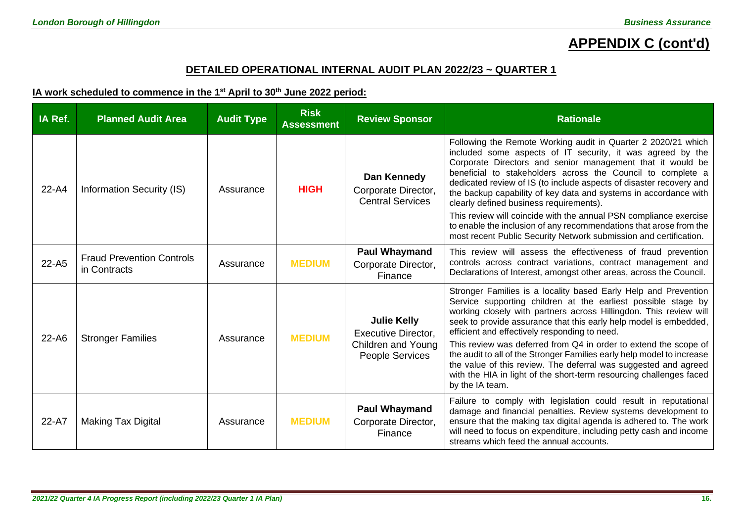# APPENDIX C (cont'd)

## DETAILED OPERATIONAL INTERNAL AUDIT PLAN 2022/23 ~ QUARTER 1

### IA work scheduled to commence in the 1st April to 30th June 2022 period:

| IA Ref. | Planned Audit Area | Audit Type | Risk Assessment | Review Sponsor | Rationale |
|---|---|---|---|---|---|
| 22-A4 | Information Security (IS) | Assurance | **HIGH** | **Dan Kennedy** Corporate Director, Central Services | Following the Remote Working audit in Quarter 2 2020/21 which included some aspects of IT security, it was agreed by the Corporate Directors and senior management that it would be beneficial to stakeholders across the Council to complete a dedicated review of IS (to include aspects of disaster recovery and the backup capability of key data and systems in accordance with clearly defined business requirements).<br>This review will coincide with the annual PSN compliance exercise to enable the inclusion of any recommendations that arose from the most recent Public Security Network submission and certification. |
| 22-A5 | Fraud Prevention Controls in Contracts | Assurance | **MEDIUM** | **Paul Whaymand** Corporate Director, Finance | This review will assess the effectiveness of fraud prevention controls across contract variations, contract management and Declarations of Interest, amongst other areas, across the Council. |
| 22-A6 | Stronger Families | Assurance | **MEDIUM** | **Julie Kelly** Executive Director, Children and Young People Services | Stronger Families is a locality based Early Help and Prevention Service supporting children at the earliest possible stage by working closely with partners across Hillingdon. This review will seek to provide assurance that this early help model is embedded, efficient and effectively responding to need.<br>This review was deferred from Q4 in order to extend the scope of the audit to all of the Stronger Families early help model to increase the value of this review. The deferral was suggested and agreed with the HIA in light of the short-term resourcing challenges faced by the IA team. |
| 22-A7 | Making Tax Digital | Assurance | **MEDIUM** | **Paul Whaymand** Corporate Director, Finance | Failure to comply with legislation could result in reputational damage and financial penalties. Review systems development to ensure that the making tax digital agenda is adhered to. The work will need to focus on expenditure, including petty cash and income streams which feed the annual accounts. |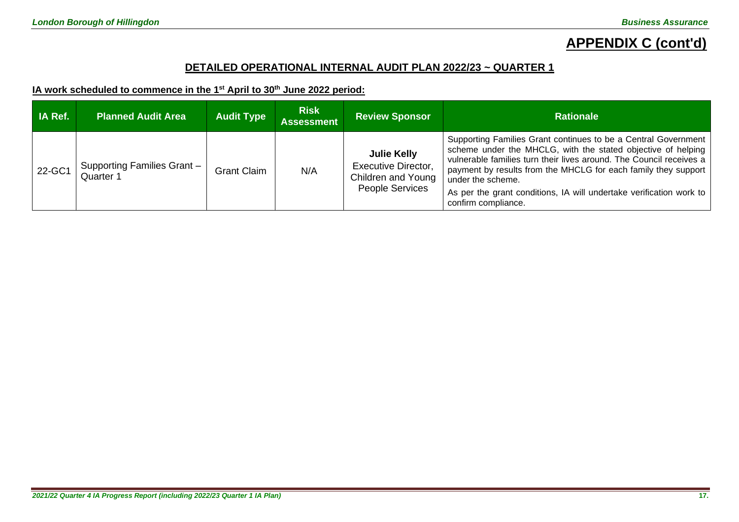# APPENDIX C (cont'd)

## DETAILED OPERATIONAL INTERNAL AUDIT PLAN 2022/23 ~ QUARTER 1

**IA work scheduled to commence in the 1st April to 30th June 2022 period:**

| IA Ref. | Planned Audit Area | Audit Type | Risk Assessment | Review Sponsor | Rationale |
|---|---|---|---|---|---|
| 22-GC1 | Supporting Families Grant – Quarter 1 | Grant Claim | N/A | **Julie Kelly** Executive Director, Children and Young People Services | Supporting Families Grant continues to be a Central Government scheme under the MHCLG, with the stated objective of helping vulnerable families turn their lives around. The Council receives a payment by results from the MHCLG for each family they support under the scheme. As per the grant conditions, IA will undertake verification work to confirm compliance. |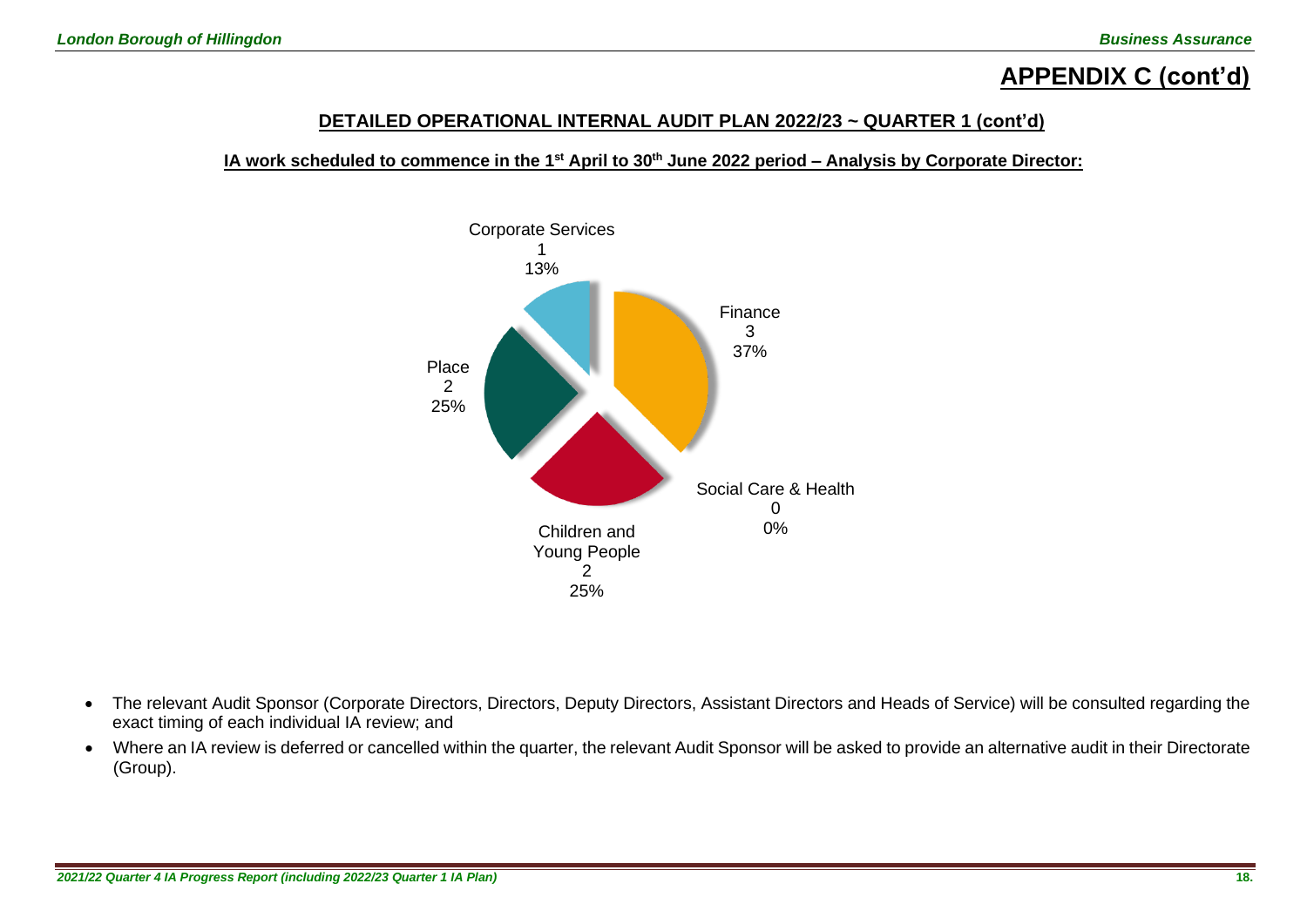## APPENDIX C (cont'd)

### DETAILED OPERATIONAL INTERNAL AUDIT PLAN 2022/23 ~ QUARTER 1 (cont'd)

**IA work scheduled to commence in the 1st April to 30th June 2022 period – Analysis by Corporate Director:**

Corporate Services
1
13%

Finance
3
37%

Place
2
25%

Social Care & Health
0
0%

Children and Young People
2
25%

- The relevant Audit Sponsor (Corporate Directors, Directors, Deputy Directors, Assistant Directors and Heads of Service) will be consulted regarding the exact timing of each individual IA review; and
- Where an IA review is deferred or cancelled within the quarter, the relevant Audit Sponsor will be asked to provide an alternative audit in their Directorate (Group).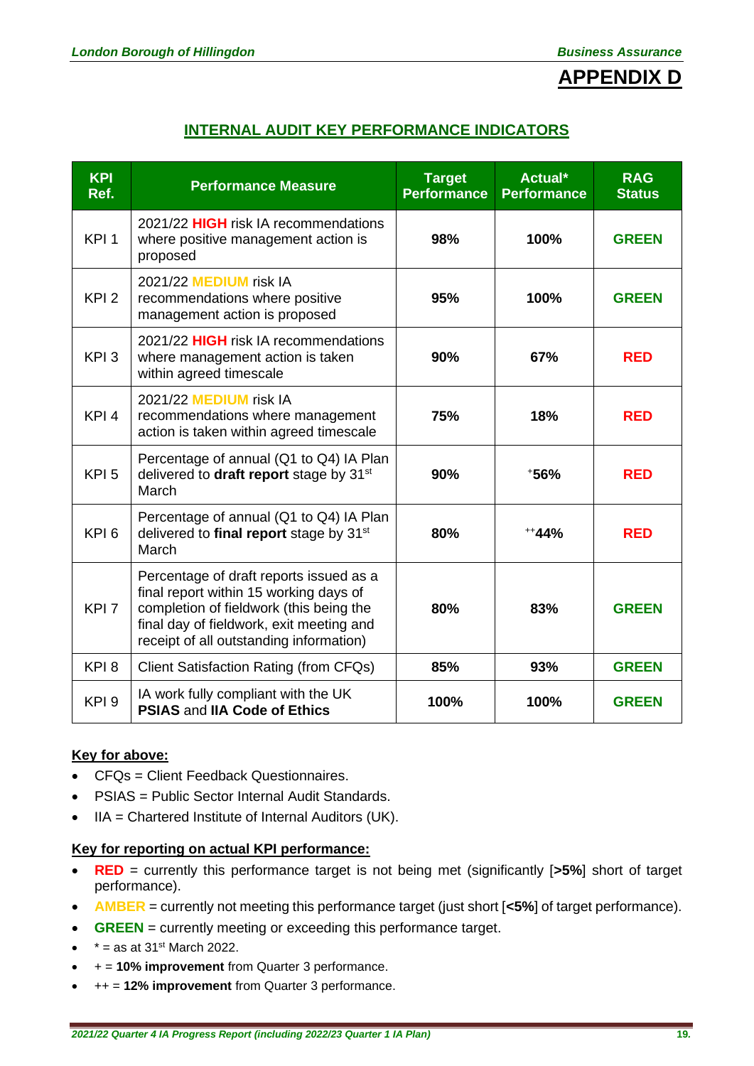# APPENDIX D

## INTERNAL AUDIT KEY PERFORMANCE INDICATORS

| KPI Ref. | Performance Measure | Target Performance | Actual* Performance | RAG Status |
|---|---|---|---|---|
| KPI 1 | 2021/22 **HIGH** risk IA recommendations where positive management action is proposed | **98%** | **100%** | **GREEN** |
| KPI 2 | 2021/22 **MEDIUM** risk IA recommendations where positive management action is proposed | **95%** | **100%** | **GREEN** |
| KPI 3 | 2021/22 **HIGH** risk IA recommendations where management action is taken within agreed timescale | **90%** | **67%** | **RED** |
| KPI 4 | 2021/22 **MEDIUM** risk IA recommendations where management action is taken within agreed timescale | **75%** | **18%** | **RED** |
| KPI 5 | Percentage of annual (Q1 to Q4) IA Plan delivered to **draft report** stage by 31st March | **90%** | +**56%** | **RED** |
| KPI 6 | Percentage of annual (Q1 to Q4) IA Plan delivered to **final report** stage by 31st March | **80%** | ++**44%** | **RED** |
| KPI 7 | Percentage of draft reports issued as a final report within 15 working days of completion of fieldwork (this being the final day of fieldwork, exit meeting and receipt of all outstanding information) | **80%** | **83%** | **GREEN** |
| KPI 8 | Client Satisfaction Rating (from CFQs) | **85%** | **93%** | **GREEN** |
| KPI 9 | IA work fully compliant with the UK **PSIAS** and **IIA Code of Ethics** | **100%** | **100%** | **GREEN** |

**Key for above:**

- CFQs = Client Feedback Questionnaires.
- PSIAS = Public Sector Internal Audit Standards.
- IIA = Chartered Institute of Internal Auditors (UK).

**Key for reporting on actual KPI performance:**

- **RED** = currently this performance target is not being met (significantly [**>5%**] short of target performance).
- **AMBER** = currently not meeting this performance target (just short [**<5%**] of target performance).
- **GREEN** = currently meeting or exceeding this performance target.
- * = as at 31st March 2022.
- + = **10% improvement** from Quarter 3 performance.
- ++ = **12% improvement** from Quarter 3 performance.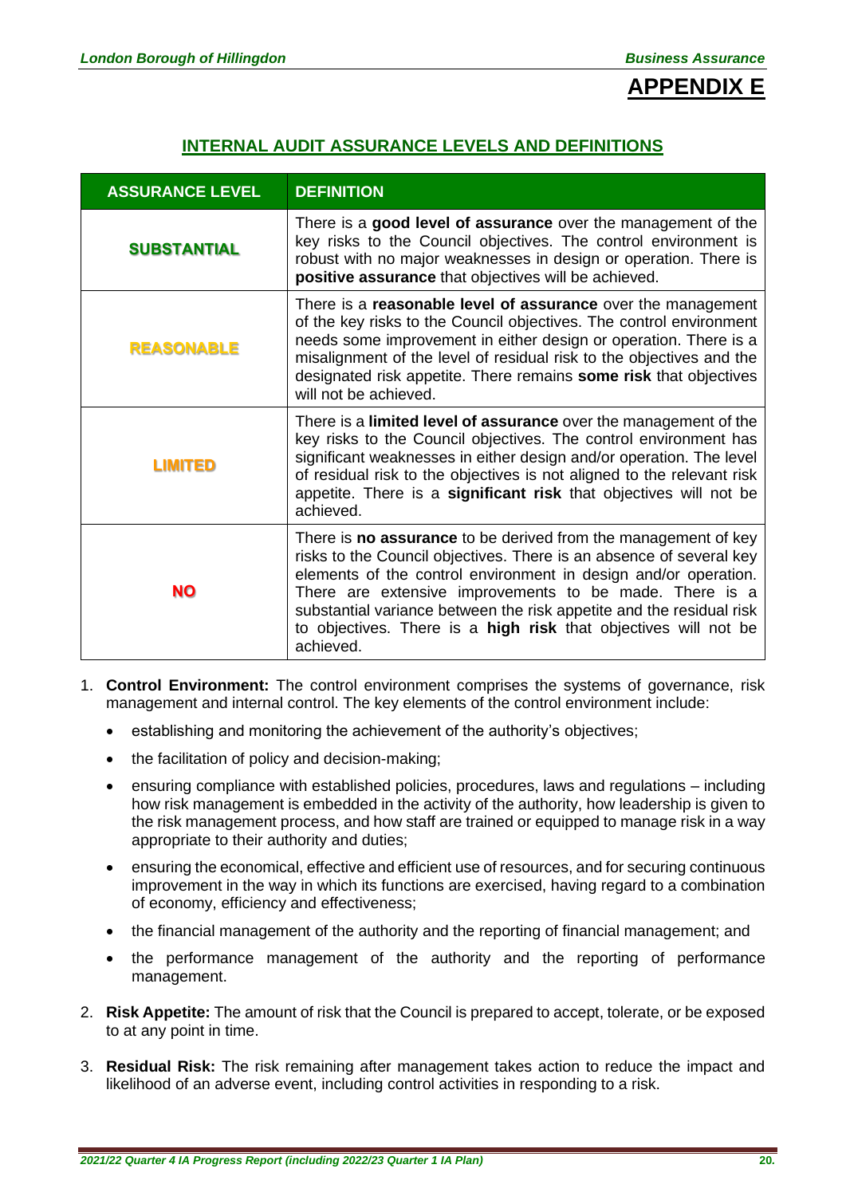# APPENDIX E

## INTERNAL AUDIT ASSURANCE LEVELS AND DEFINITIONS

| ASSURANCE LEVEL | DEFINITION |
|---|---|
| **SUBSTANTIAL** | There is a **good level of assurance** over the management of the key risks to the Council objectives. The control environment is robust with no major weaknesses in design or operation. There is **positive assurance** that objectives will be achieved. |
| **REASONABLE** | There is a **reasonable level of assurance** over the management of the key risks to the Council objectives. The control environment needs some improvement in either design or operation. There is a misalignment of the level of residual risk to the objectives and the designated risk appetite. There remains **some risk** that objectives will not be achieved. |
| **LIMITED** | There is a **limited level of assurance** over the management of the key risks to the Council objectives. The control environment has significant weaknesses in either design and/or operation. The level of residual risk to the objectives is not aligned to the relevant risk appetite. There is a **significant risk** that objectives will not be achieved. |
| **NO** | There is **no assurance** to be derived from the management of key risks to the Council objectives. There is an absence of several key elements of the control environment in design and/or operation. There are extensive improvements to be made. There is a substantial variance between the risk appetite and the residual risk to objectives. There is a **high risk** that objectives will not be achieved. |

1. **Control Environment:** The control environment comprises the systems of governance, risk management and internal control. The key elements of the control environment include:
   - establishing and monitoring the achievement of the authority's objectives;
   - the facilitation of policy and decision-making;
   - ensuring compliance with established policies, procedures, laws and regulations – including how risk management is embedded in the activity of the authority, how leadership is given to the risk management process, and how staff are trained or equipped to manage risk in a way appropriate to their authority and duties;
   - ensuring the economical, effective and efficient use of resources, and for securing continuous improvement in the way in which its functions are exercised, having regard to a combination of economy, efficiency and effectiveness;
   - the financial management of the authority and the reporting of financial management; and
   - the performance management of the authority and the reporting of performance management.

2. **Risk Appetite:** The amount of risk that the Council is prepared to accept, tolerate, or be exposed to at any point in time.

3. **Residual Risk:** The risk remaining after management takes action to reduce the impact and likelihood of an adverse event, including control activities in responding to a risk.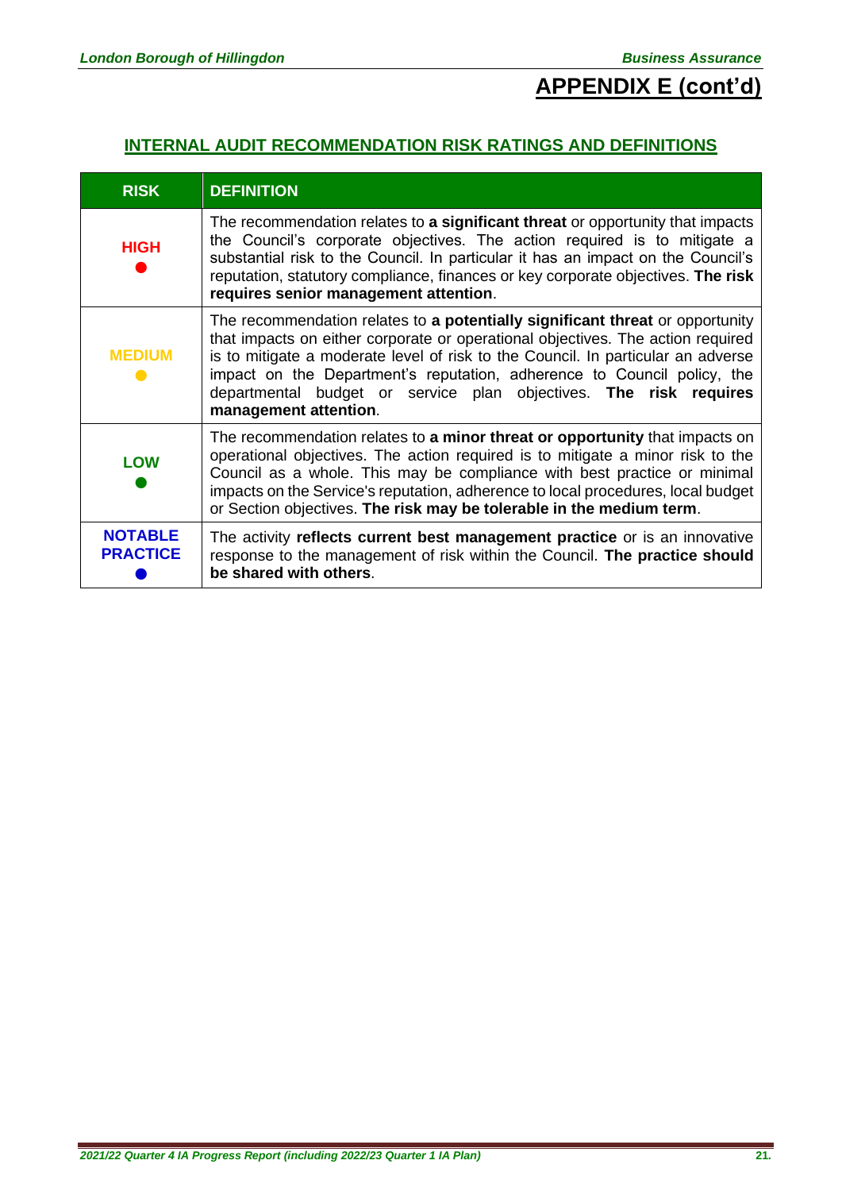# APPENDIX E (cont'd)

## INTERNAL AUDIT RECOMMENDATION RISK RATINGS AND DEFINITIONS

| RISK | DEFINITION |
|---|---|
| **HIGH** ● | The recommendation relates to **a significant threat** or opportunity that impacts the Council's corporate objectives. The action required is to mitigate a substantial risk to the Council. In particular it has an impact on the Council's reputation, statutory compliance, finances or key corporate objectives. **The risk requires senior management attention**. |
| **MEDIUM** ● | The recommendation relates to **a potentially significant threat** or opportunity that impacts on either corporate or operational objectives. The action required is to mitigate a moderate level of risk to the Council. In particular an adverse impact on the Department's reputation, adherence to Council policy, the departmental budget or service plan objectives. **The risk requires management attention**. |
| **LOW** ● | The recommendation relates to **a minor threat or opportunity** that impacts on operational objectives. The action required is to mitigate a minor risk to the Council as a whole. This may be compliance with best practice or minimal impacts on the Service's reputation, adherence to local procedures, local budget or Section objectives. **The risk may be tolerable in the medium term**. |
| **NOTABLE PRACTICE** ● | The activity **reflects current best management practice** or is an innovative response to the management of risk within the Council. **The practice should be shared with others**. |